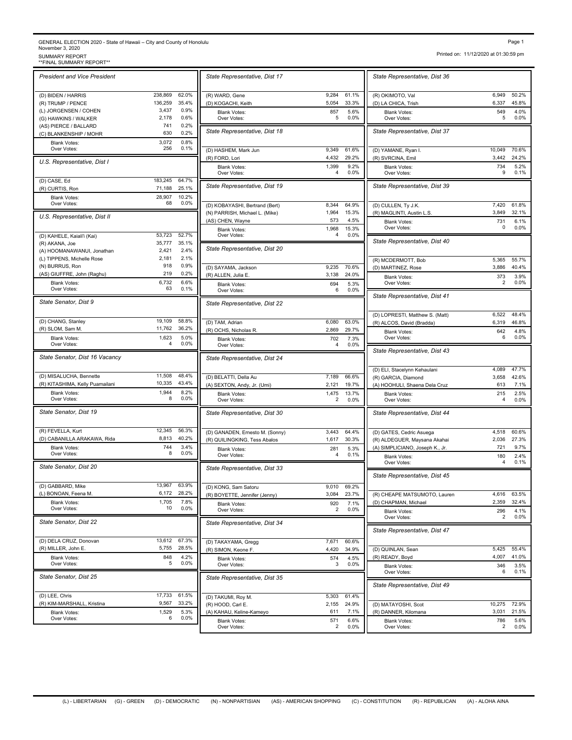GENERAL ELECTION 2020 - State of Hawaii – City and County of Honolulu
November 3, 2020
SUMMARY REPORT
**FINAL SUMMARY REPORT**

Printed on: 11/12/2020 at 01:30:59 pm

### President and Vice President

| Candidate | Votes | % |
|---|---|---|
| (D) BIDEN / HARRIS | 238,869 | 62.0% |
| (R) TRUMP / PENCE | 136,259 | 35.4% |
| (L) JORGENSEN / COHEN | 3,437 | 0.9% |
| (G) HAWKINS / WALKER | 2,178 | 0.6% |
| (AS) PIERCE / BALLARD | 741 | 0.2% |
| (C) BLANKENSHIP / MOHR | 630 | 0.2% |
| Blank Votes: | 3,072 | 0.8% |
| Over Votes: | 256 | 0.1% |

### U.S. Representative, Dist I

| Candidate | Votes | % |
|---|---|---|
| (D) CASE, Ed | 183,245 | 64.7% |
| (R) CURTIS, Ron | 71,188 | 25.1% |
| Blank Votes: | 28,907 | 10.2% |
| Over Votes: | 68 | 0.0% |

### U.S. Representative, Dist II

| Candidate | Votes | % |
|---|---|---|
| (D) KAHELE, Kaiali'i (Kai) | 53,723 | 52.7% |
| (R) AKANA, Joe | 35,777 | 35.1% |
| (A) HOOMANAWANUI, Jonathan | 2,421 | 2.4% |
| (L) TIPPENS, Michelle Rose | 2,181 | 2.1% |
| (N) BURRUS, Ron | 918 | 0.9% |
| (AS) GIUFFRE, John (Raghu) | 219 | 0.2% |
| Blank Votes: | 6,732 | 6.6% |
| Over Votes: | 63 | 0.1% |

### State Senator, Dist 9

| Candidate | Votes | % |
|---|---|---|
| (D) CHANG, Stanley | 19,109 | 58.8% |
| (R) SLOM, Sam M. | 11,762 | 36.2% |
| Blank Votes: | 1,623 | 5.0% |
| Over Votes: | 4 | 0.0% |

### State Senator, Dist 16 Vacancy

| Candidate | Votes | % |
|---|---|---|
| (D) MISALUCHA, Bennette | 11,508 | 48.4% |
| (R) KITASHIMA, Kelly Puamailani | 10,335 | 43.4% |
| Blank Votes: | 1,944 | 8.2% |
| Over Votes: | 8 | 0.0% |

### State Senator, Dist 19

| Candidate | Votes | % |
|---|---|---|
| (R) FEVELLA, Kurt | 12,345 | 56.3% |
| (D) CABANILLA ARAKAWA, Rida | 8,813 | 40.2% |
| Blank Votes: | 744 | 3.4% |
| Over Votes: | 8 | 0.0% |

### State Senator, Dist 20

| Candidate | Votes | % |
|---|---|---|
| (D) GABBARD, Mike | 13,967 | 63.9% |
| (L) BONOAN, Feena M. | 6,172 | 28.2% |
| Blank Votes: | 1,705 | 7.8% |
| Over Votes: | 10 | 0.0% |

### State Senator, Dist 22

| Candidate | Votes | % |
|---|---|---|
| (D) DELA CRUZ, Donovan | 13,612 | 67.3% |
| (R) MILLER, John E. | 5,755 | 28.5% |
| Blank Votes: | 848 | 4.2% |
| Over Votes: | 5 | 0.0% |

### State Senator, Dist 25

| Candidate | Votes | % |
|---|---|---|
| (D) LEE, Chris | 17,733 | 61.5% |
| (R) KIM-MARSHALL, Kristina | 9,567 | 33.2% |
| Blank Votes: | 1,529 | 5.3% |
| Over Votes: | 6 | 0.0% |

### State Representative, Dist 17

| Candidate | Votes | % |
|---|---|---|
| (R) WARD, Gene | 9,284 | 61.1% |
| (D) KOGACHI, Keith | 5,054 | 33.3% |
| Blank Votes: | 857 | 5.6% |
| Over Votes: | 5 | 0.0% |

### State Representative, Dist 18

| Candidate | Votes | % |
|---|---|---|
| (D) HASHEM, Mark Jun | 9,349 | 61.6% |
| (R) FORD, Lori | 4,432 | 29.2% |
| Blank Votes: | 1,399 | 9.2% |
| Over Votes: | 4 | 0.0% |

### State Representative, Dist 19

| Candidate | Votes | % |
|---|---|---|
| (D) KOBAYASHI, Bertrand (Bert) | 8,344 | 64.9% |
| (N) PARRISH, Michael L. (Mike) | 1,964 | 15.3% |
| (AS) CHEN, Wayne | 573 | 4.5% |
| Blank Votes: | 1,968 | 15.3% |
| Over Votes: | 4 | 0.0% |

### State Representative, Dist 20

| Candidate | Votes | % |
|---|---|---|
| (D) SAYAMA, Jackson | 9,235 | 70.6% |
| (R) ALLEN, Julia E. | 3,138 | 24.0% |
| Blank Votes: | 694 | 5.3% |
| Over Votes: | 6 | 0.0% |

### State Representative, Dist 22

| Candidate | Votes | % |
|---|---|---|
| (D) TAM, Adrian | 6,080 | 63.0% |
| (R) OCHS, Nicholas R. | 2,869 | 29.7% |
| Blank Votes: | 702 | 7.3% |
| Over Votes: | 4 | 0.0% |

### State Representative, Dist 24

| Candidate | Votes | % |
|---|---|---|
| (D) BELATTI, Della Au | 7,189 | 66.6% |
| (A) SEXTON, Andy, Jr. (Umi) | 2,121 | 19.7% |
| Blank Votes: | 1,475 | 13.7% |
| Over Votes: | 2 | 0.0% |

### State Representative, Dist 30

| Candidate | Votes | % |
|---|---|---|
| (D) GANADEN, Ernesto M. (Sonny) | 3,443 | 64.4% |
| (R) QUILINGKING, Tess Abalos | 1,617 | 30.3% |
| Blank Votes: | 281 | 5.3% |
| Over Votes: | 4 | 0.1% |

### State Representative, Dist 33

| Candidate | Votes | % |
|---|---|---|
| (D) KONG, Sam Satoru | 9,010 | 69.2% |
| (R) BOYETTE, Jennifer (Jenny) | 3,084 | 23.7% |
| Blank Votes: | 920 | 7.1% |
| Over Votes: | 2 | 0.0% |

### State Representative, Dist 34

| Candidate | Votes | % |
|---|---|---|
| (D) TAKAYAMA, Gregg | 7,671 | 60.6% |
| (R) SIMON, Keone F. | 4,420 | 34.9% |
| Blank Votes: | 574 | 4.5% |
| Over Votes: | 3 | 0.0% |

### State Representative, Dist 35

| Candidate | Votes | % |
|---|---|---|
| (D) TAKUMI, Roy M. | 5,303 | 61.4% |
| (R) HOOD, Carl E. | 2,155 | 24.9% |
| (A) KAHAU, Keline-Kameyo | 611 | 7.1% |
| Blank Votes: | 571 | 6.6% |
| Over Votes: | 2 | 0.0% |

### State Representative, Dist 36

| Candidate | Votes | % |
|---|---|---|
| (R) OKIMOTO, Val | 6,949 | 50.2% |
| (D) LA CHICA, Trish | 6,337 | 45.8% |
| Blank Votes: | 549 | 4.0% |
| Over Votes: | 5 | 0.0% |

### State Representative, Dist 37

| Candidate | Votes | % |
|---|---|---|
| (D) YAMANE, Ryan I. | 10,049 | 70.6% |
| (R) SVRCINA, Emil | 3,442 | 24.2% |
| Blank Votes: | 734 | 5.2% |
| Over Votes: | 9 | 0.1% |

### State Representative, Dist 39

| Candidate | Votes | % |
|---|---|---|
| (D) CULLEN, Ty J.K. | 7,420 | 61.8% |
| (R) MAGLINTI, Austin L.S. | 3,849 | 32.1% |
| Blank Votes: | 731 | 6.1% |
| Over Votes: | 0 | 0.0% |

### State Representative, Dist 40

| Candidate | Votes | % |
|---|---|---|
| (R) MCDERMOTT, Bob | 5,365 | 55.7% |
| (D) MARTINEZ, Rose | 3,886 | 40.4% |
| Blank Votes: | 373 | 3.9% |
| Over Votes: | 2 | 0.0% |

### State Representative, Dist 41

| Candidate | Votes | % |
|---|---|---|
| (D) LOPRESTI, Matthew S. (Matt) | 6,522 | 48.4% |
| (R) ALCOS, David (Bradda) | 6,319 | 46.8% |
| Blank Votes: | 642 | 4.8% |
| Over Votes: | 6 | 0.0% |

### State Representative, Dist 43

| Candidate | Votes | % |
|---|---|---|
| (D) ELI, Stacelynn Kehaulani | 4,089 | 47.7% |
| (R) GARCIA, Diamond | 3,658 | 42.6% |
| (A) HOOHULI, Shaena Dela Cruz | 613 | 7.1% |
| Blank Votes: | 215 | 2.5% |
| Over Votes: | 4 | 0.0% |

### State Representative, Dist 44

| Candidate | Votes | % |
|---|---|---|
| (D) GATES, Cedric Asuega | 4,518 | 60.6% |
| (R) ALDEGUER, Maysana Akahai | 2,036 | 27.3% |
| (A) SIMPLICIANO, Joseph K., Jr. | 721 | 9.7% |
| Blank Votes: | 180 | 2.4% |
| Over Votes: | 4 | 0.1% |

### State Representative, Dist 45

| Candidate | Votes | % |
|---|---|---|
| (R) CHEAPE MATSUMOTO, Lauren | 4,616 | 63.5% |
| (D) CHAPMAN, Michael | 2,359 | 32.4% |
| Blank Votes: | 296 | 4.1% |
| Over Votes: | 2 | 0.0% |

### State Representative, Dist 47

| Candidate | Votes | % |
|---|---|---|
| (D) QUINLAN, Sean | 5,425 | 55.4% |
| (R) READY, Boyd | 4,007 | 41.0% |
| Blank Votes: | 346 | 3.5% |
| Over Votes: | 6 | 0.1% |

### State Representative, Dist 49

| Candidate | Votes | % |
|---|---|---|
| (D) MATAYOSHI, Scot | 10,275 | 72.9% |
| (R) DANNER, Kilomana | 3,031 | 21.5% |
| Blank Votes: | 786 | 5.6% |
| Over Votes: | 2 | 0.0% |

(L) - LIBERTARIAN (G) - GREEN (D) - DEMOCRATIC (N) - NONPARTISIAN (AS) - AMERICAN SHOPPING (C) - CONSTITUTION (R) - REPUBLICAN (A) - ALOHA AINA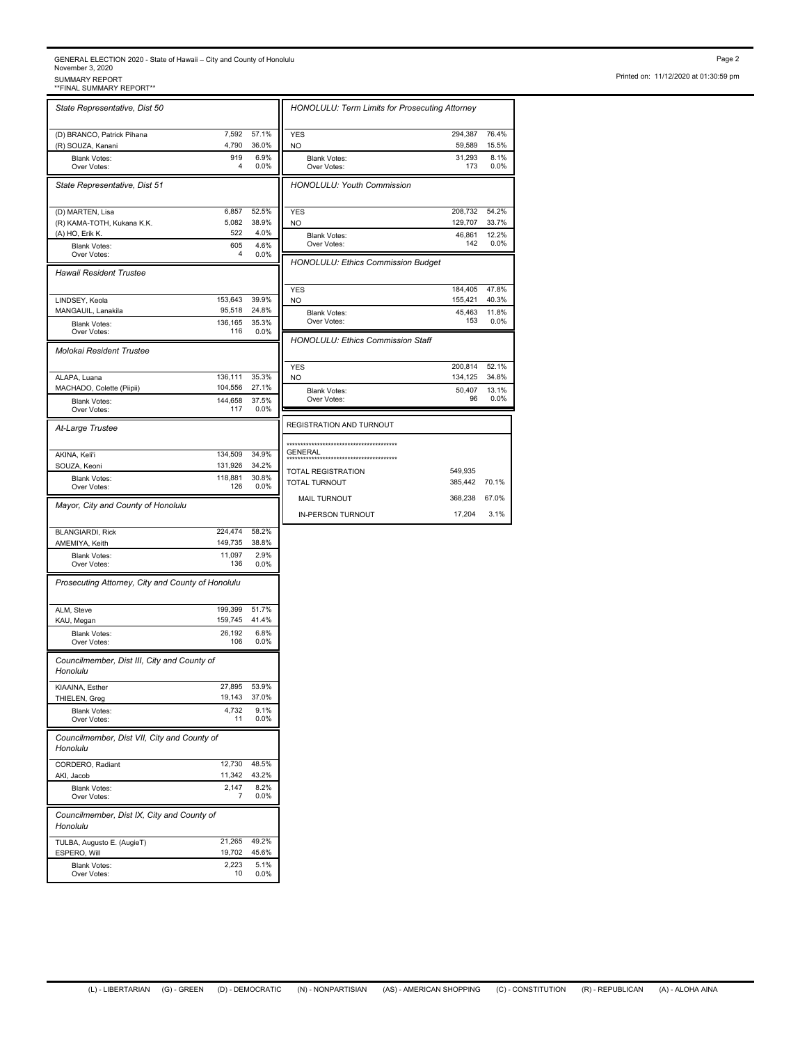GENERAL ELECTION 2020 - State of Hawaii – City and County of Honolulu
November 3, 2020
SUMMARY REPORT
**FINAL SUMMARY REPORT**

Printed on: 11/12/2020 at 01:30:59 pm

### State Representative, Dist 50

| | | |
|---|---|---|
| (D) BRANCO, Patrick Pihana | 7,592 | 57.1% |
| (R) SOUZA, Kanani | 4,790 | 36.0% |
| Blank Votes: | 919 | 6.9% |
| Over Votes: | 4 | 0.0% |

### State Representative, Dist 51

| | | |
|---|---|---|
| (D) MARTEN, Lisa | 6,857 | 52.5% |
| (R) KAMA-TOTH, Kukana K.K. | 5,082 | 38.9% |
| (A) HO, Erik K. | 522 | 4.0% |
| Blank Votes: | 605 | 4.6% |
| Over Votes: | 4 | 0.0% |

### Hawaii Resident Trustee

| | | |
|---|---|---|
| LINDSEY, Keola | 153,643 | 39.9% |
| MANGAUIL, Lanakila | 95,518 | 24.8% |
| Blank Votes: | 136,165 | 35.3% |
| Over Votes: | 116 | 0.0% |

### Molokai Resident Trustee

| | | |
|---|---|---|
| ALAPA, Luana | 136,111 | 35.3% |
| MACHADO, Colette (Piipii) | 104,556 | 27.1% |
| Blank Votes: | 144,658 | 37.5% |
| Over Votes: | 117 | 0.0% |

### At-Large Trustee

| | | |
|---|---|---|
| AKINA, Keli'i | 134,509 | 34.9% |
| SOUZA, Keoni | 131,926 | 34.2% |
| Blank Votes: | 118,881 | 30.8% |
| Over Votes: | 126 | 0.0% |

### Mayor, City and County of Honolulu

| | | |
|---|---|---|
| BLANGIARDI, Rick | 224,474 | 58.2% |
| AMEMIYA, Keith | 149,735 | 38.8% |
| Blank Votes: | 11,097 | 2.9% |
| Over Votes: | 136 | 0.0% |

### Prosecuting Attorney, City and County of Honolulu

| | | |
|---|---|---|
| ALM, Steve | 199,399 | 51.7% |
| KAU, Megan | 159,745 | 41.4% |
| Blank Votes: | 26,192 | 6.8% |
| Over Votes: | 106 | 0.0% |

### Councilmember, Dist III, City and County of Honolulu

| | | |
|---|---|---|
| KIAAINA, Esther | 27,895 | 53.9% |
| THIELEN, Greg | 19,143 | 37.0% |
| Blank Votes: | 4,732 | 9.1% |
| Over Votes: | 11 | 0.0% |

### Councilmember, Dist VII, City and County of Honolulu

| | | |
|---|---|---|
| CORDERO, Radiant | 12,730 | 48.5% |
| AKI, Jacob | 11,342 | 43.2% |
| Blank Votes: | 2,147 | 8.2% |
| Over Votes: | 7 | 0.0% |

### Councilmember, Dist IX, City and County of Honolulu

| | | |
|---|---|---|
| TULBA, Augusto E. (AugieT) | 21,265 | 49.2% |
| ESPERO, Will | 19,702 | 45.6% |
| Blank Votes: | 2,223 | 5.1% |
| Over Votes: | 10 | 0.0% |

### HONOLULU: Term Limits for Prosecuting Attorney

| | | |
|---|---|---|
| YES | 294,387 | 76.4% |
| NO | 59,589 | 15.5% |
| Blank Votes: | 31,293 | 8.1% |
| Over Votes: | 173 | 0.0% |

### HONOLULU: Youth Commission

| | | |
|---|---|---|
| YES | 208,732 | 54.2% |
| NO | 129,707 | 33.7% |
| Blank Votes: | 46,861 | 12.2% |
| Over Votes: | 142 | 0.0% |

### HONOLULU: Ethics Commission Budget

| | | |
|---|---|---|
| YES | 184,405 | 47.8% |
| NO | 155,421 | 40.3% |
| Blank Votes: | 45,463 | 11.8% |
| Over Votes: | 153 | 0.0% |

### HONOLULU: Ethics Commission Staff

| | | |
|---|---|---|
| YES | 200,814 | 52.1% |
| NO | 134,125 | 34.8% |
| Blank Votes: | 50,407 | 13.1% |
| Over Votes: | 96 | 0.0% |

### REGISTRATION AND TURNOUT

GENERAL

| | | |
|---|---|---|
| TOTAL REGISTRATION | 549,935 | |
| TOTAL TURNOUT | 385,442 | 70.1% |
| MAIL TURNOUT | 368,238 | 67.0% |
| IN-PERSON TURNOUT | 17,204 | 3.1% |

(L) - LIBERTARIAN (G) - GREEN (D) - DEMOCRATIC (N) - NONPARTISIAN (AS) - AMERICAN SHOPPING (C) - CONSTITUTION (R) - REPUBLICAN (A) - ALOHA AINA